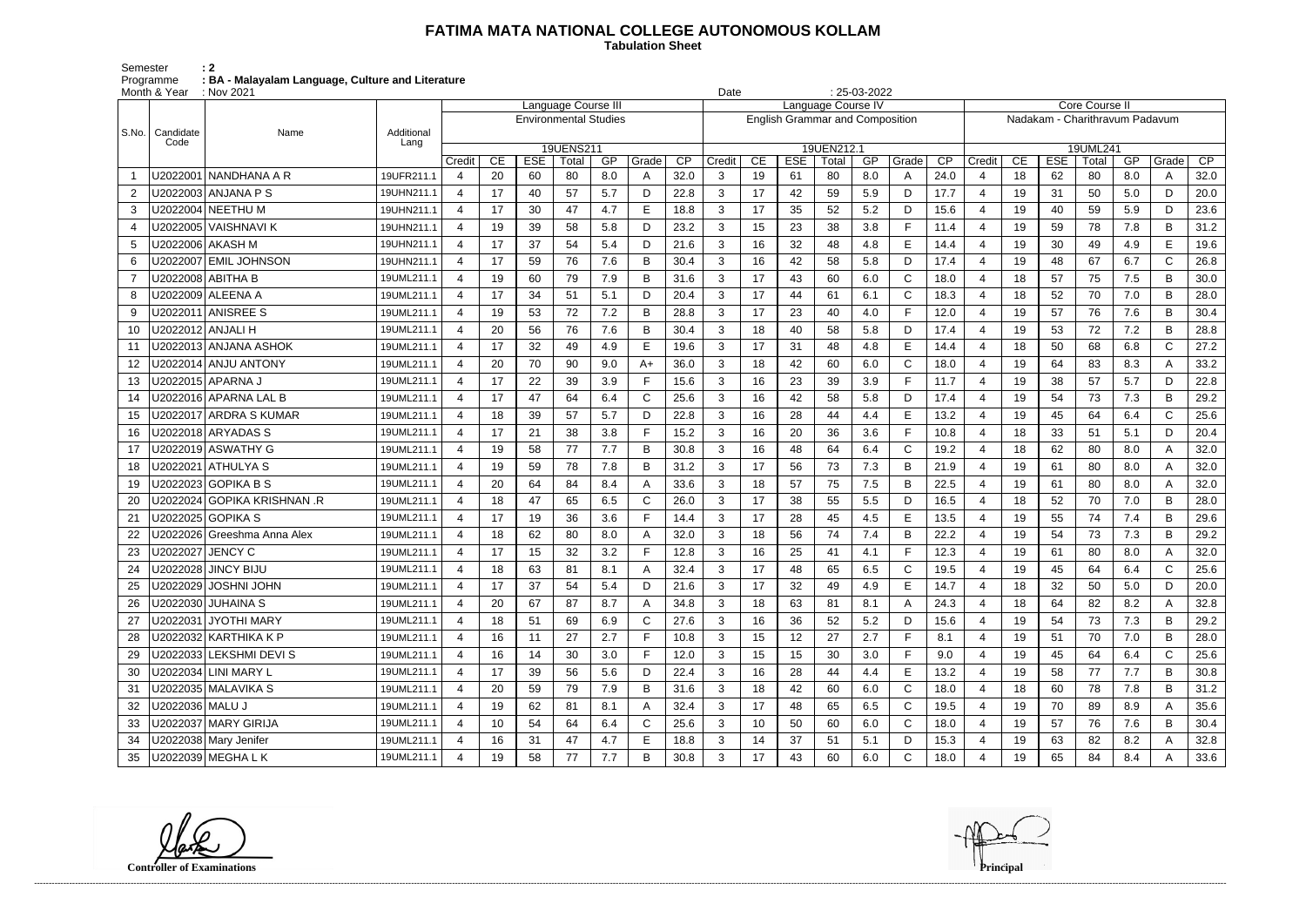# FATIMA MATA NATIONAL COLLEGE AUTONOMOUS KOLLAM

**Tabulation Sheet**

Semester : 2
Programme : **BA - Malayalam Language, Culture and Literature**
Month & Year : Nov 2021    Date : 25-03-2022

| S.No. | Candidate Code | Name | Additional Lang | Language Course III | | | | | | | Language Course IV | | | | | | | Core Course II | | | | | | |
|---|---|---|---|---|---|---|---|---|---|---|---|---|---|---|---|---|---|---|---|---|---|---|---|---|
| | | | | Environmental Studies | | | | | | | English Grammar and Composition | | | | | | | Nadakam - Charithravum Padavum | | | | | | |
| | | | | 19UENS211 | | | | | | | 19UEN212.1 | | | | | | | 19UML241 | | | | | | |
| | | | | Credit | CE | ESE | Total | GP | Grade | CP | Credit | CE | ESE | Total | GP | Grade | CP | Credit | CE | ESE | Total | GP | Grade | CP |
| 1 | U2022001 | NANDHANA A R | 19UFR211.1 | 4 | 20 | 60 | 80 | 8.0 | A | 32.0 | 3 | 19 | 61 | 80 | 8.0 | A | 24.0 | 4 | 18 | 62 | 80 | 8.0 | A | 32.0 |
| 2 | U2022003 | ANJANA P S | 19UHN211.1 | 4 | 17 | 40 | 57 | 5.7 | D | 22.8 | 3 | 17 | 42 | 59 | 5.9 | D | 17.7 | 4 | 19 | 31 | 50 | 5.0 | D | 20.0 |
| 3 | U2022004 | NEETHU M | 19UHN211.1 | 4 | 17 | 30 | 47 | 4.7 | E | 18.8 | 3 | 17 | 35 | 52 | 5.2 | D | 15.6 | 4 | 19 | 40 | 59 | 5.9 | D | 23.6 |
| 4 | U2022005 | VAISHNAVI K | 19UHN211.1 | 4 | 19 | 39 | 58 | 5.8 | D | 23.2 | 3 | 15 | 23 | 38 | 3.8 | F | 11.4 | 4 | 19 | 59 | 78 | 7.8 | B | 31.2 |
| 5 | U2022006 | AKASH M | 19UHN211.1 | 4 | 17 | 37 | 54 | 5.4 | D | 21.6 | 3 | 16 | 32 | 48 | 4.8 | E | 14.4 | 4 | 19 | 30 | 49 | 4.9 | E | 19.6 |
| 6 | U2022007 | EMIL JOHNSON | 19UHN211.1 | 4 | 17 | 59 | 76 | 7.6 | B | 30.4 | 3 | 16 | 42 | 58 | 5.8 | D | 17.4 | 4 | 19 | 48 | 67 | 6.7 | C | 26.8 |
| 7 | U2022008 | ABITHA B | 19UML211.1 | 4 | 19 | 60 | 79 | 7.9 | B | 31.6 | 3 | 17 | 43 | 60 | 6.0 | C | 18.0 | 4 | 18 | 57 | 75 | 7.5 | B | 30.0 |
| 8 | U2022009 | ALEENA A | 19UML211.1 | 4 | 17 | 34 | 51 | 5.1 | D | 20.4 | 3 | 17 | 44 | 61 | 6.1 | C | 18.3 | 4 | 18 | 52 | 70 | 7.0 | B | 28.0 |
| 9 | U2022011 | ANISREE S | 19UML211.1 | 4 | 19 | 53 | 72 | 7.2 | B | 28.8 | 3 | 17 | 23 | 40 | 4.0 | F | 12.0 | 4 | 19 | 57 | 76 | 7.6 | B | 30.4 |
| 10 | U2022012 | ANJALI H | 19UML211.1 | 4 | 20 | 56 | 76 | 7.6 | B | 30.4 | 3 | 18 | 40 | 58 | 5.8 | D | 17.4 | 4 | 19 | 53 | 72 | 7.2 | B | 28.8 |
| 11 | U2022013 | ANJANA ASHOK | 19UML211.1 | 4 | 17 | 32 | 49 | 4.9 | E | 19.6 | 3 | 17 | 31 | 48 | 4.8 | E | 14.4 | 4 | 18 | 50 | 68 | 6.8 | C | 27.2 |
| 12 | U2022014 | ANJU ANTONY | 19UML211.1 | 4 | 20 | 70 | 90 | 9.0 | A+ | 36.0 | 3 | 18 | 42 | 60 | 6.0 | C | 18.0 | 4 | 19 | 64 | 83 | 8.3 | A | 33.2 |
| 13 | U2022015 | APARNA J | 19UML211.1 | 4 | 17 | 22 | 39 | 3.9 | F | 15.6 | 3 | 16 | 23 | 39 | 3.9 | F | 11.7 | 4 | 19 | 38 | 57 | 5.7 | D | 22.8 |
| 14 | U2022016 | APARNA LAL B | 19UML211.1 | 4 | 17 | 47 | 64 | 6.4 | C | 25.6 | 3 | 16 | 42 | 58 | 5.8 | D | 17.4 | 4 | 19 | 54 | 73 | 7.3 | B | 29.2 |
| 15 | U2022017 | ARDRA S KUMAR | 19UML211.1 | 4 | 18 | 39 | 57 | 5.7 | D | 22.8 | 3 | 16 | 28 | 44 | 4.4 | E | 13.2 | 4 | 19 | 45 | 64 | 6.4 | C | 25.6 |
| 16 | U2022018 | ARYADAS S | 19UML211.1 | 4 | 17 | 21 | 38 | 3.8 | F | 15.2 | 3 | 16 | 20 | 36 | 3.6 | F | 10.8 | 4 | 18 | 33 | 51 | 5.1 | D | 20.4 |
| 17 | U2022019 | ASWATHY G | 19UML211.1 | 4 | 19 | 58 | 77 | 7.7 | B | 30.8 | 3 | 16 | 48 | 64 | 6.4 | C | 19.2 | 4 | 18 | 62 | 80 | 8.0 | A | 32.0 |
| 18 | U2022021 | ATHULYA S | 19UML211.1 | 4 | 19 | 59 | 78 | 7.8 | B | 31.2 | 3 | 17 | 56 | 73 | 7.3 | B | 21.9 | 4 | 19 | 61 | 80 | 8.0 | A | 32.0 |
| 19 | U2022023 | GOPIKA B S | 19UML211.1 | 4 | 20 | 64 | 84 | 8.4 | A | 33.6 | 3 | 18 | 57 | 75 | 7.5 | B | 22.5 | 4 | 19 | 61 | 80 | 8.0 | A | 32.0 |
| 20 | U2022024 | GOPIKA KRISHNAN .R | 19UML211.1 | 4 | 18 | 47 | 65 | 6.5 | C | 26.0 | 3 | 17 | 38 | 55 | 5.5 | D | 16.5 | 4 | 18 | 52 | 70 | 7.0 | B | 28.0 |
| 21 | U2022025 | GOPIKA S | 19UML211.1 | 4 | 17 | 19 | 36 | 3.6 | F | 14.4 | 3 | 17 | 28 | 45 | 4.5 | E | 13.5 | 4 | 19 | 55 | 74 | 7.4 | B | 29.6 |
| 22 | U2022026 | Greeshma Anna Alex | 19UML211.1 | 4 | 18 | 62 | 80 | 8.0 | A | 32.0 | 3 | 18 | 56 | 74 | 7.4 | B | 22.2 | 4 | 19 | 54 | 73 | 7.3 | B | 29.2 |
| 23 | U2022027 | JENCY C | 19UML211.1 | 4 | 17 | 15 | 32 | 3.2 | F | 12.8 | 3 | 16 | 25 | 41 | 4.1 | F | 12.3 | 4 | 19 | 61 | 80 | 8.0 | A | 32.0 |
| 24 | U2022028 | JINCY BIJU | 19UML211.1 | 4 | 18 | 63 | 81 | 8.1 | A | 32.4 | 3 | 17 | 48 | 65 | 6.5 | C | 19.5 | 4 | 19 | 45 | 64 | 6.4 | C | 25.6 |
| 25 | U2022029 | JOSHNI JOHN | 19UML211.1 | 4 | 17 | 37 | 54 | 5.4 | D | 21.6 | 3 | 17 | 32 | 49 | 4.9 | E | 14.7 | 4 | 18 | 32 | 50 | 5.0 | D | 20.0 |
| 26 | U2022030 | JUHAINA S | 19UML211.1 | 4 | 20 | 67 | 87 | 8.7 | A | 34.8 | 3 | 18 | 63 | 81 | 8.1 | A | 24.3 | 4 | 18 | 64 | 82 | 8.2 | A | 32.8 |
| 27 | U2022031 | JYOTHI MARY | 19UML211.1 | 4 | 18 | 51 | 69 | 6.9 | C | 27.6 | 3 | 16 | 36 | 52 | 5.2 | D | 15.6 | 4 | 19 | 54 | 73 | 7.3 | B | 29.2 |
| 28 | U2022032 | KARTHIKA K P | 19UML211.1 | 4 | 16 | 11 | 27 | 2.7 | F | 10.8 | 3 | 15 | 12 | 27 | 2.7 | F | 8.1 | 4 | 19 | 51 | 70 | 7.0 | B | 28.0 |
| 29 | U2022033 | LEKSHMI DEVI S | 19UML211.1 | 4 | 16 | 14 | 30 | 3.0 | F | 12.0 | 3 | 15 | 15 | 30 | 3.0 | F | 9.0 | 4 | 19 | 45 | 64 | 6.4 | C | 25.6 |
| 30 | U2022034 | LINI MARY L | 19UML211.1 | 4 | 17 | 39 | 56 | 5.6 | D | 22.4 | 3 | 16 | 28 | 44 | 4.4 | E | 13.2 | 4 | 19 | 58 | 77 | 7.7 | B | 30.8 |
| 31 | U2022035 | MALAVIKA S | 19UML211.1 | 4 | 20 | 59 | 79 | 7.9 | B | 31.6 | 3 | 18 | 42 | 60 | 6.0 | C | 18.0 | 4 | 18 | 60 | 78 | 7.8 | B | 31.2 |
| 32 | U2022036 | MALU J | 19UML211.1 | 4 | 19 | 62 | 81 | 8.1 | A | 32.4 | 3 | 17 | 48 | 65 | 6.5 | C | 19.5 | 4 | 19 | 70 | 89 | 8.9 | A | 35.6 |
| 33 | U2022037 | MARY GIRIJA | 19UML211.1 | 4 | 10 | 54 | 64 | 6.4 | C | 25.6 | 3 | 10 | 50 | 60 | 6.0 | C | 18.0 | 4 | 19 | 57 | 76 | 7.6 | B | 30.4 |
| 34 | U2022038 | Mary Jenifer | 19UML211.1 | 4 | 16 | 31 | 47 | 4.7 | E | 18.8 | 3 | 14 | 37 | 51 | 5.1 | D | 15.3 | 4 | 19 | 63 | 82 | 8.2 | A | 32.8 |
| 35 | U2022039 | MEGHA L K | 19UML211.1 | 4 | 19 | 58 | 77 | 7.7 | B | 30.8 | 3 | 17 | 43 | 60 | 6.0 | C | 18.0 | 4 | 19 | 65 | 84 | 8.4 | A | 33.6 |

**Controller of Examinations**    **Principal**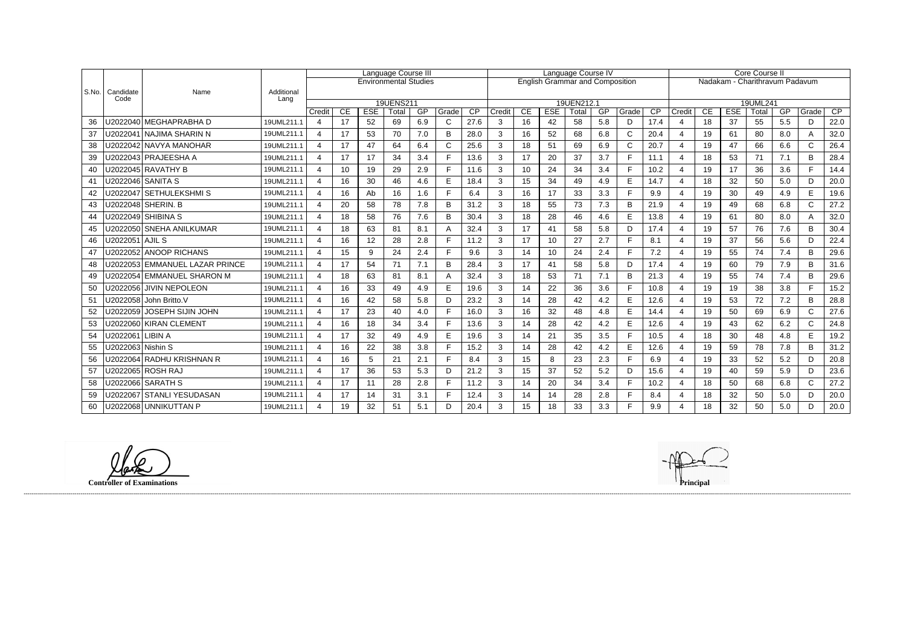| S.No. | Candidate Code | Name | Additional Lang | Language Course III | | | | | | | Language Course IV | | | | | | | Core Course II | | | | | | |
|---|---|---|---|---|---|---|---|---|---|---|---|---|---|---|---|---|---|---|---|---|---|---|---|---|
| | | | | Environmental Studies | | | | | | | English Grammar and Composition | | | | | | | Nadakam - Charithravum Padavum | | | | | | |
| | | | | 19UENS211 | | | | | | | 19UEN212.1 | | | | | | | 19UML241 | | | | | | |
| | | | | Credit | CE | ESE | Total | GP | Grade | CP | Credit | CE | ESE | Total | GP | Grade | CP | Credit | CE | ESE | Total | GP | Grade | CP |
| 36 | U2022040 | MEGHAPRABHA D | 19UML211.1 | 4 | 17 | 52 | 69 | 6.9 | C | 27.6 | 3 | 16 | 42 | 58 | 5.8 | D | 17.4 | 4 | 18 | 37 | 55 | 5.5 | D | 22.0 |
| 37 | U2022041 | NAJIMA SHARIN N | 19UML211.1 | 4 | 17 | 53 | 70 | 7.0 | B | 28.0 | 3 | 16 | 52 | 68 | 6.8 | C | 20.4 | 4 | 19 | 61 | 80 | 8.0 | A | 32.0 |
| 38 | U2022042 | NAVYA MANOHAR | 19UML211.1 | 4 | 17 | 47 | 64 | 6.4 | C | 25.6 | 3 | 18 | 51 | 69 | 6.9 | C | 20.7 | 4 | 19 | 47 | 66 | 6.6 | C | 26.4 |
| 39 | U2022043 | PRAJEESHA A | 19UML211.1 | 4 | 17 | 17 | 34 | 3.4 | F | 13.6 | 3 | 17 | 20 | 37 | 3.7 | F | 11.1 | 4 | 18 | 53 | 71 | 7.1 | B | 28.4 |
| 40 | U2022045 | RAVATHY B | 19UML211.1 | 4 | 10 | 19 | 29 | 2.9 | F | 11.6 | 3 | 10 | 24 | 34 | 3.4 | F | 10.2 | 4 | 19 | 17 | 36 | 3.6 | F | 14.4 |
| 41 | U2022046 | SANITA S | 19UML211.1 | 4 | 16 | 30 | 46 | 4.6 | E | 18.4 | 3 | 15 | 34 | 49 | 4.9 | E | 14.7 | 4 | 18 | 32 | 50 | 5.0 | D | 20.0 |
| 42 | U2022047 | SETHULEKSHMI S | 19UML211.1 | 4 | 16 | Ab | 16 | 1.6 | F | 6.4 | 3 | 16 | 17 | 33 | 3.3 | F | 9.9 | 4 | 19 | 30 | 49 | 4.9 | E | 19.6 |
| 43 | U2022048 | SHERIN. B | 19UML211.1 | 4 | 20 | 58 | 78 | 7.8 | B | 31.2 | 3 | 18 | 55 | 73 | 7.3 | B | 21.9 | 4 | 19 | 49 | 68 | 6.8 | C | 27.2 |
| 44 | U2022049 | SHIBINA S | 19UML211.1 | 4 | 18 | 58 | 76 | 7.6 | B | 30.4 | 3 | 18 | 28 | 46 | 4.6 | E | 13.8 | 4 | 19 | 61 | 80 | 8.0 | A | 32.0 |
| 45 | U2022050 | SNEHA ANILKUMAR | 19UML211.1 | 4 | 18 | 63 | 81 | 8.1 | A | 32.4 | 3 | 17 | 41 | 58 | 5.8 | D | 17.4 | 4 | 19 | 57 | 76 | 7.6 | B | 30.4 |
| 46 | U2022051 | AJIL S | 19UML211.1 | 4 | 16 | 12 | 28 | 2.8 | F | 11.2 | 3 | 17 | 10 | 27 | 2.7 | F | 8.1 | 4 | 19 | 37 | 56 | 5.6 | D | 22.4 |
| 47 | U2022052 | ANOOP RICHANS | 19UML211.1 | 4 | 15 | 9 | 24 | 2.4 | F | 9.6 | 3 | 14 | 10 | 24 | 2.4 | F | 7.2 | 4 | 19 | 55 | 74 | 7.4 | B | 29.6 |
| 48 | U2022053 | EMMANUEL LAZAR PRINCE | 19UML211.1 | 4 | 17 | 54 | 71 | 7.1 | B | 28.4 | 3 | 17 | 41 | 58 | 5.8 | D | 17.4 | 4 | 19 | 60 | 79 | 7.9 | B | 31.6 |
| 49 | U2022054 | EMMANUEL SHARON M | 19UML211.1 | 4 | 18 | 63 | 81 | 8.1 | A | 32.4 | 3 | 18 | 53 | 71 | 7.1 | B | 21.3 | 4 | 19 | 55 | 74 | 7.4 | B | 29.6 |
| 50 | U2022056 | JIVIN NEPOLEON | 19UML211.1 | 4 | 16 | 33 | 49 | 4.9 | E | 19.6 | 3 | 14 | 22 | 36 | 3.6 | F | 10.8 | 4 | 19 | 19 | 38 | 3.8 | F | 15.2 |
| 51 | U2022058 | John Britto.V | 19UML211.1 | 4 | 16 | 42 | 58 | 5.8 | D | 23.2 | 3 | 14 | 28 | 42 | 4.2 | E | 12.6 | 4 | 19 | 53 | 72 | 7.2 | B | 28.8 |
| 52 | U2022059 | JOSEPH SIJIN JOHN | 19UML211.1 | 4 | 17 | 23 | 40 | 4.0 | F | 16.0 | 3 | 16 | 32 | 48 | 4.8 | E | 14.4 | 4 | 19 | 50 | 69 | 6.9 | C | 27.6 |
| 53 | U2022060 | KIRAN CLEMENT | 19UML211.1 | 4 | 16 | 18 | 34 | 3.4 | F | 13.6 | 3 | 14 | 28 | 42 | 4.2 | E | 12.6 | 4 | 19 | 43 | 62 | 6.2 | C | 24.8 |
| 54 | U2022061 | LIBIN A | 19UML211.1 | 4 | 17 | 32 | 49 | 4.9 | E | 19.6 | 3 | 14 | 21 | 35 | 3.5 | F | 10.5 | 4 | 18 | 30 | 48 | 4.8 | E | 19.2 |
| 55 | U2022063 | Nishin S | 19UML211.1 | 4 | 16 | 22 | 38 | 3.8 | F | 15.2 | 3 | 14 | 28 | 42 | 4.2 | E | 12.6 | 4 | 19 | 59 | 78 | 7.8 | B | 31.2 |
| 56 | U2022064 | RADHU KRISHNAN R | 19UML211.1 | 4 | 16 | 5 | 21 | 2.1 | F | 8.4 | 3 | 15 | 8 | 23 | 2.3 | F | 6.9 | 4 | 19 | 33 | 52 | 5.2 | D | 20.8 |
| 57 | U2022065 | ROSH RAJ | 19UML211.1 | 4 | 17 | 36 | 53 | 5.3 | D | 21.2 | 3 | 15 | 37 | 52 | 5.2 | D | 15.6 | 4 | 19 | 40 | 59 | 5.9 | D | 23.6 |
| 58 | U2022066 | SARATH S | 19UML211.1 | 4 | 17 | 11 | 28 | 2.8 | F | 11.2 | 3 | 14 | 20 | 34 | 3.4 | F | 10.2 | 4 | 18 | 50 | 68 | 6.8 | C | 27.2 |
| 59 | U2022067 | STANLI YESUDASAN | 19UML211.1 | 4 | 17 | 14 | 31 | 3.1 | F | 12.4 | 3 | 14 | 14 | 28 | 2.8 | F | 8.4 | 4 | 18 | 32 | 50 | 5.0 | D | 20.0 |
| 60 | U2022068 | UNNIKUTTAN P | 19UML211.1 | 4 | 19 | 32 | 51 | 5.1 | D | 20.4 | 3 | 15 | 18 | 33 | 3.3 | F | 9.9 | 4 | 18 | 32 | 50 | 5.0 | D | 20.0 |

**Controller of Examinations**

**Principal**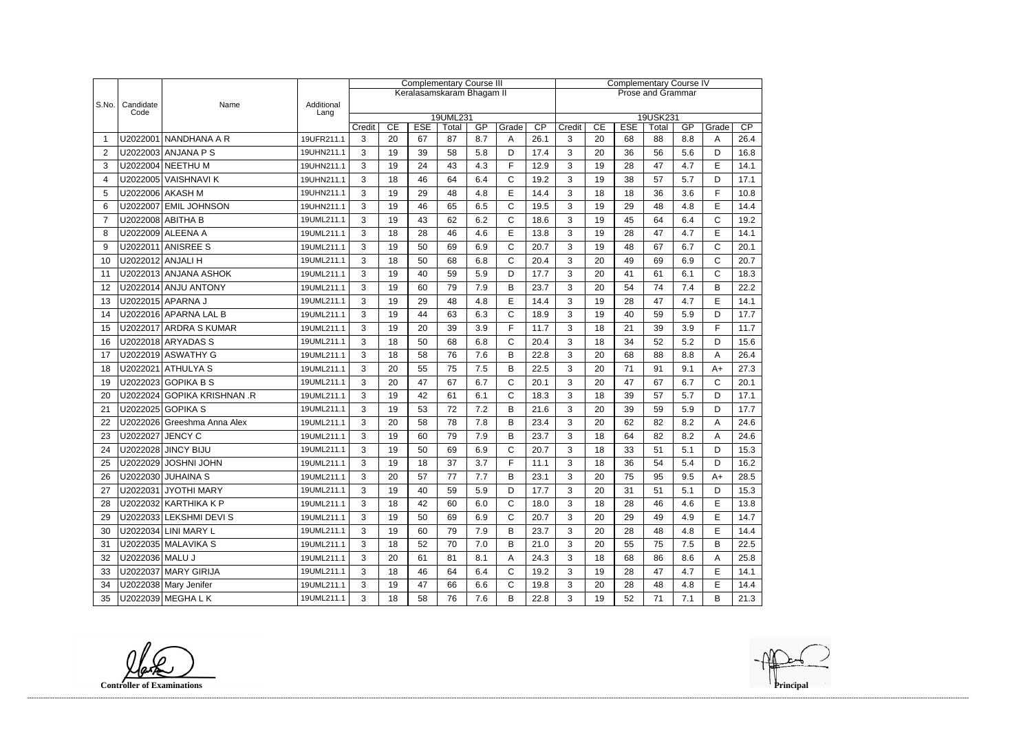| S.No. | Candidate Code | Name | Additional Lang | Complementary Course III | | | | | | | Complementary Course IV | | | | | | |
|---|---|---|---|---|---|---|---|---|---|---|---|---|---|---|---|---|---|
| | | | | Keralasamskaram Bhagam II | | | | | | | Prose and Grammar | | | | | | |
| | | | | 19UML231 | | | | | | | 19USK231 | | | | | | |
| | | | | Credit | CE | ESE | Total | GP | Grade | CP | Credit | CE | ESE | Total | GP | Grade | CP |
| 1 | U2022001 | NANDHANA A R | 19UFR211.1 | 3 | 20 | 67 | 87 | 8.7 | A | 26.1 | 3 | 20 | 68 | 88 | 8.8 | A | 26.4 |
| 2 | U2022003 | ANJANA P S | 19UHN211.1 | 3 | 19 | 39 | 58 | 5.8 | D | 17.4 | 3 | 20 | 36 | 56 | 5.6 | D | 16.8 |
| 3 | U2022004 | NEETHU M | 19UHN211.1 | 3 | 19 | 24 | 43 | 4.3 | F | 12.9 | 3 | 19 | 28 | 47 | 4.7 | E | 14.1 |
| 4 | U2022005 | VAISHNAVI K | 19UHN211.1 | 3 | 18 | 46 | 64 | 6.4 | C | 19.2 | 3 | 19 | 38 | 57 | 5.7 | D | 17.1 |
| 5 | U2022006 | AKASH M | 19UHN211.1 | 3 | 19 | 29 | 48 | 4.8 | E | 14.4 | 3 | 18 | 18 | 36 | 3.6 | F | 10.8 |
| 6 | U2022007 | EMIL JOHNSON | 19UHN211.1 | 3 | 19 | 46 | 65 | 6.5 | C | 19.5 | 3 | 19 | 29 | 48 | 4.8 | E | 14.4 |
| 7 | U2022008 | ABITHA B | 19UML211.1 | 3 | 19 | 43 | 62 | 6.2 | C | 18.6 | 3 | 19 | 45 | 64 | 6.4 | C | 19.2 |
| 8 | U2022009 | ALEENA A | 19UML211.1 | 3 | 18 | 28 | 46 | 4.6 | E | 13.8 | 3 | 19 | 28 | 47 | 4.7 | E | 14.1 |
| 9 | U2022011 | ANISREE S | 19UML211.1 | 3 | 19 | 50 | 69 | 6.9 | C | 20.7 | 3 | 19 | 48 | 67 | 6.7 | C | 20.1 |
| 10 | U2022012 | ANJALI H | 19UML211.1 | 3 | 18 | 50 | 68 | 6.8 | C | 20.4 | 3 | 20 | 49 | 69 | 6.9 | C | 20.7 |
| 11 | U2022013 | ANJANA ASHOK | 19UML211.1 | 3 | 19 | 40 | 59 | 5.9 | D | 17.7 | 3 | 20 | 41 | 61 | 6.1 | C | 18.3 |
| 12 | U2022014 | ANJU ANTONY | 19UML211.1 | 3 | 19 | 60 | 79 | 7.9 | B | 23.7 | 3 | 20 | 54 | 74 | 7.4 | B | 22.2 |
| 13 | U2022015 | APARNA J | 19UML211.1 | 3 | 19 | 29 | 48 | 4.8 | E | 14.4 | 3 | 19 | 28 | 47 | 4.7 | E | 14.1 |
| 14 | U2022016 | APARNA LAL B | 19UML211.1 | 3 | 19 | 44 | 63 | 6.3 | C | 18.9 | 3 | 19 | 40 | 59 | 5.9 | D | 17.7 |
| 15 | U2022017 | ARDRA S KUMAR | 19UML211.1 | 3 | 19 | 20 | 39 | 3.9 | F | 11.7 | 3 | 18 | 21 | 39 | 3.9 | F | 11.7 |
| 16 | U2022018 | ARYADAS S | 19UML211.1 | 3 | 18 | 50 | 68 | 6.8 | C | 20.4 | 3 | 18 | 34 | 52 | 5.2 | D | 15.6 |
| 17 | U2022019 | ASWATHY G | 19UML211.1 | 3 | 18 | 58 | 76 | 7.6 | B | 22.8 | 3 | 20 | 68 | 88 | 8.8 | A | 26.4 |
| 18 | U2022021 | ATHULYA S | 19UML211.1 | 3 | 20 | 55 | 75 | 7.5 | B | 22.5 | 3 | 20 | 71 | 91 | 9.1 | A+ | 27.3 |
| 19 | U2022023 | GOPIKA B S | 19UML211.1 | 3 | 20 | 47 | 67 | 6.7 | C | 20.1 | 3 | 20 | 47 | 67 | 6.7 | C | 20.1 |
| 20 | U2022024 | GOPIKA KRISHNAN .R | 19UML211.1 | 3 | 19 | 42 | 61 | 6.1 | C | 18.3 | 3 | 18 | 39 | 57 | 5.7 | D | 17.1 |
| 21 | U2022025 | GOPIKA S | 19UML211.1 | 3 | 19 | 53 | 72 | 7.2 | B | 21.6 | 3 | 20 | 39 | 59 | 5.9 | D | 17.7 |
| 22 | U2022026 | Greeshma Anna Alex | 19UML211.1 | 3 | 20 | 58 | 78 | 7.8 | B | 23.4 | 3 | 20 | 62 | 82 | 8.2 | A | 24.6 |
| 23 | U2022027 | JENCY C | 19UML211.1 | 3 | 19 | 60 | 79 | 7.9 | B | 23.7 | 3 | 18 | 64 | 82 | 8.2 | A | 24.6 |
| 24 | U2022028 | JINCY BIJU | 19UML211.1 | 3 | 19 | 50 | 69 | 6.9 | C | 20.7 | 3 | 18 | 33 | 51 | 5.1 | D | 15.3 |
| 25 | U2022029 | JOSHNI JOHN | 19UML211.1 | 3 | 19 | 18 | 37 | 3.7 | F | 11.1 | 3 | 18 | 36 | 54 | 5.4 | D | 16.2 |
| 26 | U2022030 | JUHAINA S | 19UML211.1 | 3 | 20 | 57 | 77 | 7.7 | B | 23.1 | 3 | 20 | 75 | 95 | 9.5 | A+ | 28.5 |
| 27 | U2022031 | JYOTHI MARY | 19UML211.1 | 3 | 19 | 40 | 59 | 5.9 | D | 17.7 | 3 | 20 | 31 | 51 | 5.1 | D | 15.3 |
| 28 | U2022032 | KARTHIKA K P | 19UML211.1 | 3 | 18 | 42 | 60 | 6.0 | C | 18.0 | 3 | 18 | 28 | 46 | 4.6 | E | 13.8 |
| 29 | U2022033 | LEKSHMI DEVI S | 19UML211.1 | 3 | 19 | 50 | 69 | 6.9 | C | 20.7 | 3 | 20 | 29 | 49 | 4.9 | E | 14.7 |
| 30 | U2022034 | LINI MARY L | 19UML211.1 | 3 | 19 | 60 | 79 | 7.9 | B | 23.7 | 3 | 20 | 28 | 48 | 4.8 | E | 14.4 |
| 31 | U2022035 | MALAVIKA S | 19UML211.1 | 3 | 18 | 52 | 70 | 7.0 | B | 21.0 | 3 | 20 | 55 | 75 | 7.5 | B | 22.5 |
| 32 | U2022036 | MALU J | 19UML211.1 | 3 | 20 | 61 | 81 | 8.1 | A | 24.3 | 3 | 18 | 68 | 86 | 8.6 | A | 25.8 |
| 33 | U2022037 | MARY GIRIJA | 19UML211.1 | 3 | 18 | 46 | 64 | 6.4 | C | 19.2 | 3 | 19 | 28 | 47 | 4.7 | E | 14.1 |
| 34 | U2022038 | Mary Jenifer | 19UML211.1 | 3 | 19 | 47 | 66 | 6.6 | C | 19.8 | 3 | 20 | 28 | 48 | 4.8 | E | 14.4 |
| 35 | U2022039 | MEGHA L K | 19UML211.1 | 3 | 18 | 58 | 76 | 7.6 | B | 22.8 | 3 | 19 | 52 | 71 | 7.1 | B | 21.3 |

**Controller of Examinations** **Principal**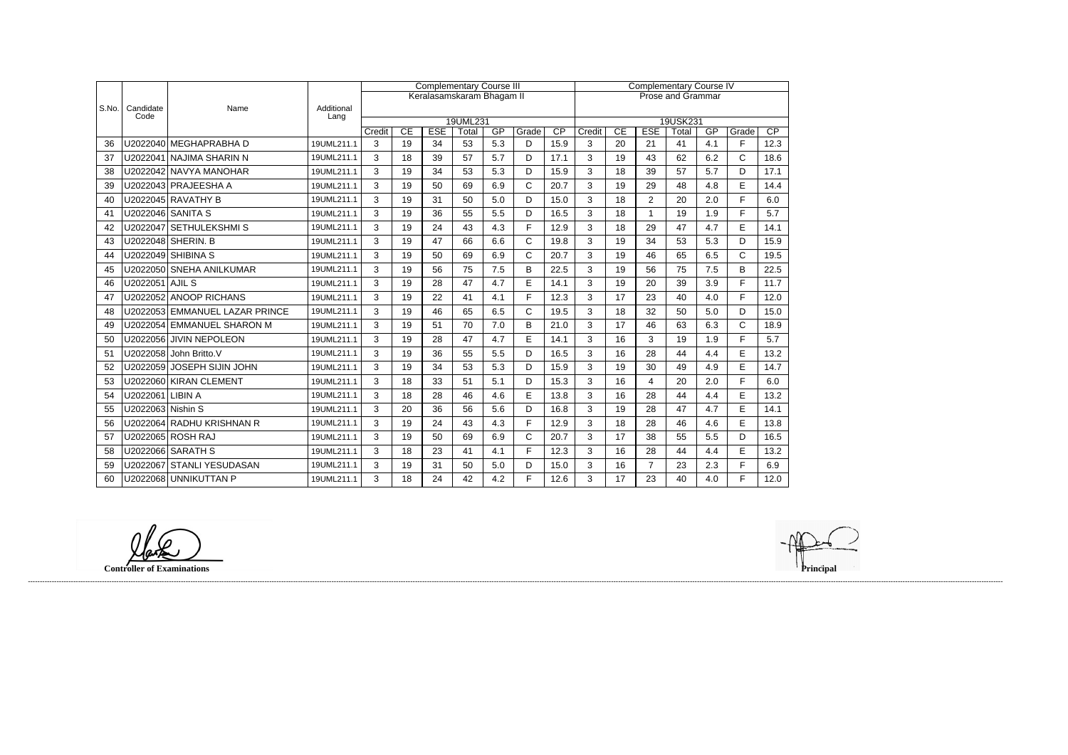| S.No. | Candidate Code | Name | Additional Lang | Complementary Course III | | | | | | | Complementary Course IV | | | | | | |
|---|---|---|---|---|---|---|---|---|---|---|---|---|---|---|---|---|---|
| | | | | Keralasamskaram Bhagam II | | | | | | | Prose and Grammar | | | | | | |
| | | | | 19UML231 | | | | | | | 19USK231 | | | | | | |
| | | | | Credit | CE | ESE | Total | GP | Grade | CP | Credit | CE | ESE | Total | GP | Grade | CP |
| 36 | U2022040 | MEGHAPRABHA D | 19UML211.1 | 3 | 19 | 34 | 53 | 5.3 | D | 15.9 | 3 | 20 | 21 | 41 | 4.1 | F | 12.3 |
| 37 | U2022041 | NAJIMA SHARIN N | 19UML211.1 | 3 | 18 | 39 | 57 | 5.7 | D | 17.1 | 3 | 19 | 43 | 62 | 6.2 | C | 18.6 |
| 38 | U2022042 | NAVYA MANOHAR | 19UML211.1 | 3 | 19 | 34 | 53 | 5.3 | D | 15.9 | 3 | 18 | 39 | 57 | 5.7 | D | 17.1 |
| 39 | U2022043 | PRAJEESHA A | 19UML211.1 | 3 | 19 | 50 | 69 | 6.9 | C | 20.7 | 3 | 19 | 29 | 48 | 4.8 | E | 14.4 |
| 40 | U2022045 | RAVATHY B | 19UML211.1 | 3 | 19 | 31 | 50 | 5.0 | D | 15.0 | 3 | 18 | 2 | 20 | 2.0 | F | 6.0 |
| 41 | U2022046 | SANITA S | 19UML211.1 | 3 | 19 | 36 | 55 | 5.5 | D | 16.5 | 3 | 18 | 1 | 19 | 1.9 | F | 5.7 |
| 42 | U2022047 | SETHULEKSHMI S | 19UML211.1 | 3 | 19 | 24 | 43 | 4.3 | F | 12.9 | 3 | 18 | 29 | 47 | 4.7 | E | 14.1 |
| 43 | U2022048 | SHERIN. B | 19UML211.1 | 3 | 19 | 47 | 66 | 6.6 | C | 19.8 | 3 | 19 | 34 | 53 | 5.3 | D | 15.9 |
| 44 | U2022049 | SHIBINA S | 19UML211.1 | 3 | 19 | 50 | 69 | 6.9 | C | 20.7 | 3 | 19 | 46 | 65 | 6.5 | C | 19.5 |
| 45 | U2022050 | SNEHA ANILKUMAR | 19UML211.1 | 3 | 19 | 56 | 75 | 7.5 | B | 22.5 | 3 | 19 | 56 | 75 | 7.5 | B | 22.5 |
| 46 | U2022051 | AJIL S | 19UML211.1 | 3 | 19 | 28 | 47 | 4.7 | E | 14.1 | 3 | 19 | 20 | 39 | 3.9 | F | 11.7 |
| 47 | U2022052 | ANOOP RICHANS | 19UML211.1 | 3 | 19 | 22 | 41 | 4.1 | F | 12.3 | 3 | 17 | 23 | 40 | 4.0 | F | 12.0 |
| 48 | U2022053 | EMMANUEL LAZAR PRINCE | 19UML211.1 | 3 | 19 | 46 | 65 | 6.5 | C | 19.5 | 3 | 18 | 32 | 50 | 5.0 | D | 15.0 |
| 49 | U2022054 | EMMANUEL SHARON M | 19UML211.1 | 3 | 19 | 51 | 70 | 7.0 | B | 21.0 | 3 | 17 | 46 | 63 | 6.3 | C | 18.9 |
| 50 | U2022056 | JIVIN NEPOLEON | 19UML211.1 | 3 | 19 | 28 | 47 | 4.7 | E | 14.1 | 3 | 16 | 3 | 19 | 1.9 | F | 5.7 |
| 51 | U2022058 | John Britto.V | 19UML211.1 | 3 | 19 | 36 | 55 | 5.5 | D | 16.5 | 3 | 16 | 28 | 44 | 4.4 | E | 13.2 |
| 52 | U2022059 | JOSEPH SIJIN JOHN | 19UML211.1 | 3 | 19 | 34 | 53 | 5.3 | D | 15.9 | 3 | 19 | 30 | 49 | 4.9 | E | 14.7 |
| 53 | U2022060 | KIRAN CLEMENT | 19UML211.1 | 3 | 18 | 33 | 51 | 5.1 | D | 15.3 | 3 | 16 | 4 | 20 | 2.0 | F | 6.0 |
| 54 | U2022061 | LIBIN A | 19UML211.1 | 3 | 18 | 28 | 46 | 4.6 | E | 13.8 | 3 | 16 | 28 | 44 | 4.4 | E | 13.2 |
| 55 | U2022063 | Nishin S | 19UML211.1 | 3 | 20 | 36 | 56 | 5.6 | D | 16.8 | 3 | 19 | 28 | 47 | 4.7 | E | 14.1 |
| 56 | U2022064 | RADHU KRISHNAN R | 19UML211.1 | 3 | 19 | 24 | 43 | 4.3 | F | 12.9 | 3 | 18 | 28 | 46 | 4.6 | E | 13.8 |
| 57 | U2022065 | ROSH RAJ | 19UML211.1 | 3 | 19 | 50 | 69 | 6.9 | C | 20.7 | 3 | 17 | 38 | 55 | 5.5 | D | 16.5 |
| 58 | U2022066 | SARATH S | 19UML211.1 | 3 | 18 | 23 | 41 | 4.1 | F | 12.3 | 3 | 16 | 28 | 44 | 4.4 | E | 13.2 |
| 59 | U2022067 | STANLI YESUDASAN | 19UML211.1 | 3 | 19 | 31 | 50 | 5.0 | D | 15.0 | 3 | 16 | 7 | 23 | 2.3 | F | 6.9 |
| 60 | U2022068 | UNNIKUTTAN P | 19UML211.1 | 3 | 18 | 24 | 42 | 4.2 | F | 12.6 | 3 | 17 | 23 | 40 | 4.0 | F | 12.0 |

**Controller of Examinations**

**Principal**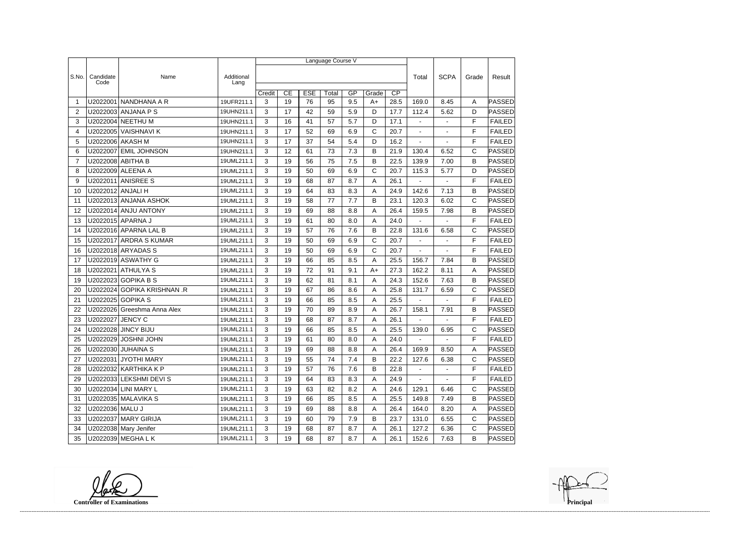| S.No. | Candidate Code | Name | Additional Lang | Language Course V | | | | | | | Total | SCPA | Grade | Result |
|---|---|---|---|---|---|---|---|---|---|---|---|---|---|---|
| | | | | Credit | CE | ESE | Total | GP | Grade | CP | | | | |
| 1 | U2022001 | NANDHANA A R | 19UFR211.1 | 3 | 19 | 76 | 95 | 9.5 | A+ | 28.5 | 169.0 | 8.45 | A | PASSED |
| 2 | U2022003 | ANJANA P S | 19UHN211.1 | 3 | 17 | 42 | 59 | 5.9 | D | 17.7 | 112.4 | 5.62 | D | PASSED |
| 3 | U2022004 | NEETHU M | 19UHN211.1 | 3 | 16 | 41 | 57 | 5.7 | D | 17.1 | - | - | F | FAILED |
| 4 | U2022005 | VAISHNAVI K | 19UHN211.1 | 3 | 17 | 52 | 69 | 6.9 | C | 20.7 | - | - | F | FAILED |
| 5 | U2022006 | AKASH M | 19UHN211.1 | 3 | 17 | 37 | 54 | 5.4 | D | 16.2 | - | - | F | FAILED |
| 6 | U2022007 | EMIL JOHNSON | 19UHN211.1 | 3 | 12 | 61 | 73 | 7.3 | B | 21.9 | 130.4 | 6.52 | C | PASSED |
| 7 | U2022008 | ABITHA B | 19UML211.1 | 3 | 19 | 56 | 75 | 7.5 | B | 22.5 | 139.9 | 7.00 | B | PASSED |
| 8 | U2022009 | ALEENA A | 19UML211.1 | 3 | 19 | 50 | 69 | 6.9 | C | 20.7 | 115.3 | 5.77 | D | PASSED |
| 9 | U2022011 | ANISREE S | 19UML211.1 | 3 | 19 | 68 | 87 | 8.7 | A | 26.1 | - | - | F | FAILED |
| 10 | U2022012 | ANJALI H | 19UML211.1 | 3 | 19 | 64 | 83 | 8.3 | A | 24.9 | 142.6 | 7.13 | B | PASSED |
| 11 | U2022013 | ANJANA ASHOK | 19UML211.1 | 3 | 19 | 58 | 77 | 7.7 | B | 23.1 | 120.3 | 6.02 | C | PASSED |
| 12 | U2022014 | ANJU ANTONY | 19UML211.1 | 3 | 19 | 69 | 88 | 8.8 | A | 26.4 | 159.5 | 7.98 | B | PASSED |
| 13 | U2022015 | APARNA J | 19UML211.1 | 3 | 19 | 61 | 80 | 8.0 | A | 24.0 | - | - | F | FAILED |
| 14 | U2022016 | APARNA LAL B | 19UML211.1 | 3 | 19 | 57 | 76 | 7.6 | B | 22.8 | 131.6 | 6.58 | C | PASSED |
| 15 | U2022017 | ARDRA S KUMAR | 19UML211.1 | 3 | 19 | 50 | 69 | 6.9 | C | 20.7 | - | - | F | FAILED |
| 16 | U2022018 | ARYADAS S | 19UML211.1 | 3 | 19 | 50 | 69 | 6.9 | C | 20.7 | - | - | F | FAILED |
| 17 | U2022019 | ASWATHY G | 19UML211.1 | 3 | 19 | 66 | 85 | 8.5 | A | 25.5 | 156.7 | 7.84 | B | PASSED |
| 18 | U2022021 | ATHULYA S | 19UML211.1 | 3 | 19 | 72 | 91 | 9.1 | A+ | 27.3 | 162.2 | 8.11 | A | PASSED |
| 19 | U2022023 | GOPIKA B S | 19UML211.1 | 3 | 19 | 62 | 81 | 8.1 | A | 24.3 | 152.6 | 7.63 | B | PASSED |
| 20 | U2022024 | GOPIKA KRISHNAN .R | 19UML211.1 | 3 | 19 | 67 | 86 | 8.6 | A | 25.8 | 131.7 | 6.59 | C | PASSED |
| 21 | U2022025 | GOPIKA S | 19UML211.1 | 3 | 19 | 66 | 85 | 8.5 | A | 25.5 | - | - | F | FAILED |
| 22 | U2022026 | Greeshma Anna Alex | 19UML211.1 | 3 | 19 | 70 | 89 | 8.9 | A | 26.7 | 158.1 | 7.91 | B | PASSED |
| 23 | U2022027 | JENCY C | 19UML211.1 | 3 | 19 | 68 | 87 | 8.7 | A | 26.1 | - | - | F | FAILED |
| 24 | U2022028 | JINCY BIJU | 19UML211.1 | 3 | 19 | 66 | 85 | 8.5 | A | 25.5 | 139.0 | 6.95 | C | PASSED |
| 25 | U2022029 | JOSHNI JOHN | 19UML211.1 | 3 | 19 | 61 | 80 | 8.0 | A | 24.0 | - | - | F | FAILED |
| 26 | U2022030 | JUHAINA S | 19UML211.1 | 3 | 19 | 69 | 88 | 8.8 | A | 26.4 | 169.9 | 8.50 | A | PASSED |
| 27 | U2022031 | JYOTHI MARY | 19UML211.1 | 3 | 19 | 55 | 74 | 7.4 | B | 22.2 | 127.6 | 6.38 | C | PASSED |
| 28 | U2022032 | KARTHIKA K P | 19UML211.1 | 3 | 19 | 57 | 76 | 7.6 | B | 22.8 | - | - | F | FAILED |
| 29 | U2022033 | LEKSHMI DEVI S | 19UML211.1 | 3 | 19 | 64 | 83 | 8.3 | A | 24.9 | - | - | F | FAILED |
| 30 | U2022034 | LINI MARY L | 19UML211.1 | 3 | 19 | 63 | 82 | 8.2 | A | 24.6 | 129.1 | 6.46 | C | PASSED |
| 31 | U2022035 | MALAVIKA S | 19UML211.1 | 3 | 19 | 66 | 85 | 8.5 | A | 25.5 | 149.8 | 7.49 | B | PASSED |
| 32 | U2022036 | MALU J | 19UML211.1 | 3 | 19 | 69 | 88 | 8.8 | A | 26.4 | 164.0 | 8.20 | A | PASSED |
| 33 | U2022037 | MARY GIRIJA | 19UML211.1 | 3 | 19 | 60 | 79 | 7.9 | B | 23.7 | 131.0 | 6.55 | C | PASSED |
| 34 | U2022038 | Mary Jenifer | 19UML211.1 | 3 | 19 | 68 | 87 | 8.7 | A | 26.1 | 127.2 | 6.36 | C | PASSED |
| 35 | U2022039 | MEGHA L K | 19UML211.1 | 3 | 19 | 68 | 87 | 8.7 | A | 26.1 | 152.6 | 7.63 | B | PASSED |

**Controller of Examinations**

**Principal**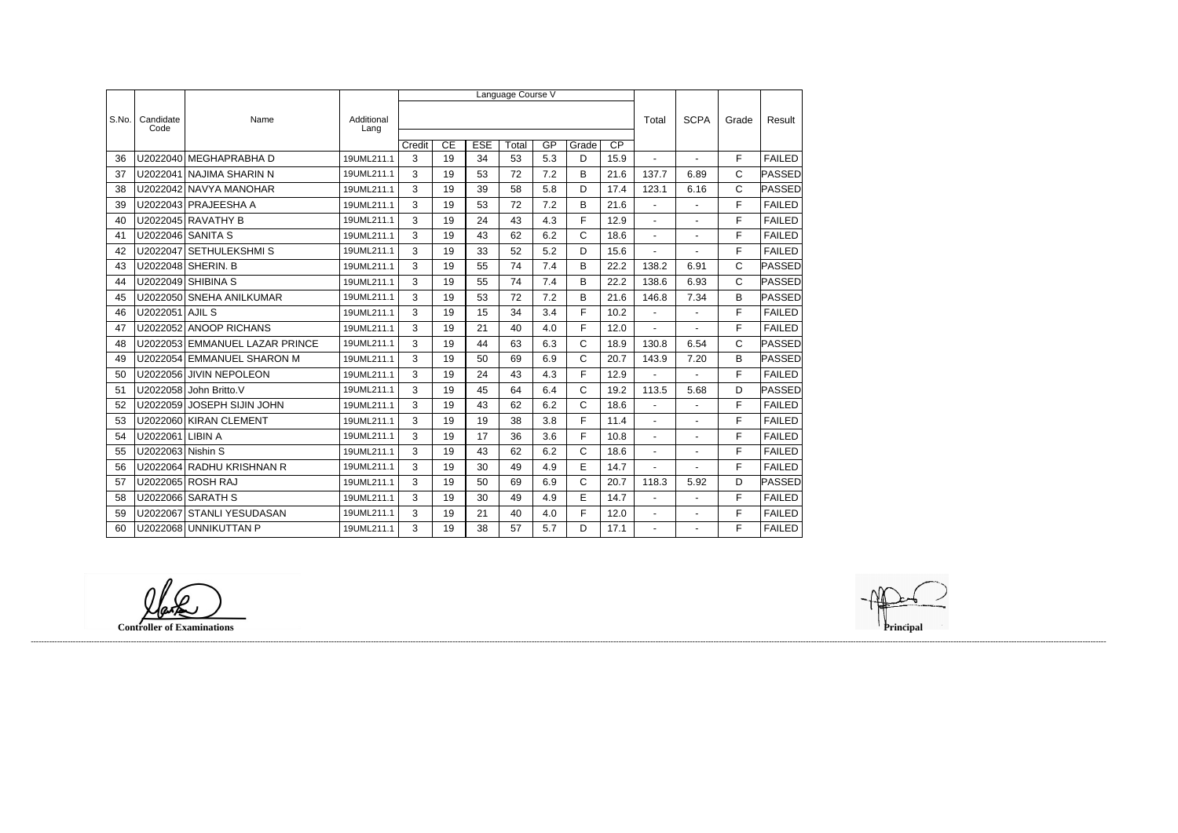| S.No. | Candidate Code | Name | Additional Lang | Language Course V | | | | | | | Total | SCPA | Grade | Result |
|---|---|---|---|---|---|---|---|---|---|---|---|---|---|---|
| | | | | Credit | CE | ESE | Total | GP | Grade | CP | | | | |
| 36 | U2022040 | MEGHAPRABHA D | 19UML211.1 | 3 | 19 | 34 | 53 | 5.3 | D | 15.9 | - | - | F | FAILED |
| 37 | U2022041 | NAJIMA SHARIN N | 19UML211.1 | 3 | 19 | 53 | 72 | 7.2 | B | 21.6 | 137.7 | 6.89 | C | PASSED |
| 38 | U2022042 | NAVYA MANOHAR | 19UML211.1 | 3 | 19 | 39 | 58 | 5.8 | D | 17.4 | 123.1 | 6.16 | C | PASSED |
| 39 | U2022043 | PRAJEESHA A | 19UML211.1 | 3 | 19 | 53 | 72 | 7.2 | B | 21.6 | - | - | F | FAILED |
| 40 | U2022045 | RAVATHY B | 19UML211.1 | 3 | 19 | 24 | 43 | 4.3 | F | 12.9 | - | - | F | FAILED |
| 41 | U2022046 | SANITA S | 19UML211.1 | 3 | 19 | 43 | 62 | 6.2 | C | 18.6 | - | - | F | FAILED |
| 42 | U2022047 | SETHULEKSHMI S | 19UML211.1 | 3 | 19 | 33 | 52 | 5.2 | D | 15.6 | - | - | F | FAILED |
| 43 | U2022048 | SHERIN. B | 19UML211.1 | 3 | 19 | 55 | 74 | 7.4 | B | 22.2 | 138.2 | 6.91 | C | PASSED |
| 44 | U2022049 | SHIBINA S | 19UML211.1 | 3 | 19 | 55 | 74 | 7.4 | B | 22.2 | 138.6 | 6.93 | C | PASSED |
| 45 | U2022050 | SNEHA ANILKUMAR | 19UML211.1 | 3 | 19 | 53 | 72 | 7.2 | B | 21.6 | 146.8 | 7.34 | B | PASSED |
| 46 | U2022051 | AJIL S | 19UML211.1 | 3 | 19 | 15 | 34 | 3.4 | F | 10.2 | - | - | F | FAILED |
| 47 | U2022052 | ANOOP RICHANS | 19UML211.1 | 3 | 19 | 21 | 40 | 4.0 | F | 12.0 | - | - | F | FAILED |
| 48 | U2022053 | EMMANUEL LAZAR PRINCE | 19UML211.1 | 3 | 19 | 44 | 63 | 6.3 | C | 18.9 | 130.8 | 6.54 | C | PASSED |
| 49 | U2022054 | EMMANUEL SHARON M | 19UML211.1 | 3 | 19 | 50 | 69 | 6.9 | C | 20.7 | 143.9 | 7.20 | B | PASSED |
| 50 | U2022056 | JIVIN NEPOLEON | 19UML211.1 | 3 | 19 | 24 | 43 | 4.3 | F | 12.9 | - | - | F | FAILED |
| 51 | U2022058 | John Britto.V | 19UML211.1 | 3 | 19 | 45 | 64 | 6.4 | C | 19.2 | 113.5 | 5.68 | D | PASSED |
| 52 | U2022059 | JOSEPH SIJIN JOHN | 19UML211.1 | 3 | 19 | 43 | 62 | 6.2 | C | 18.6 | - | - | F | FAILED |
| 53 | U2022060 | KIRAN CLEMENT | 19UML211.1 | 3 | 19 | 19 | 38 | 3.8 | F | 11.4 | - | - | F | FAILED |
| 54 | U2022061 | LIBIN A | 19UML211.1 | 3 | 19 | 17 | 36 | 3.6 | F | 10.8 | - | - | F | FAILED |
| 55 | U2022063 | Nishin S | 19UML211.1 | 3 | 19 | 43 | 62 | 6.2 | C | 18.6 | - | - | F | FAILED |
| 56 | U2022064 | RADHU KRISHNAN R | 19UML211.1 | 3 | 19 | 30 | 49 | 4.9 | E | 14.7 | - | - | F | FAILED |
| 57 | U2022065 | ROSH RAJ | 19UML211.1 | 3 | 19 | 50 | 69 | 6.9 | C | 20.7 | 118.3 | 5.92 | D | PASSED |
| 58 | U2022066 | SARATH S | 19UML211.1 | 3 | 19 | 30 | 49 | 4.9 | E | 14.7 | - | - | F | FAILED |
| 59 | U2022067 | STANLI YESUDASAN | 19UML211.1 | 3 | 19 | 21 | 40 | 4.0 | F | 12.0 | - | - | F | FAILED |
| 60 | U2022068 | UNNIKUTTAN P | 19UML211.1 | 3 | 19 | 38 | 57 | 5.7 | D | 17.1 | - | - | F | FAILED |

**Controller of Examinations**

**Principal**